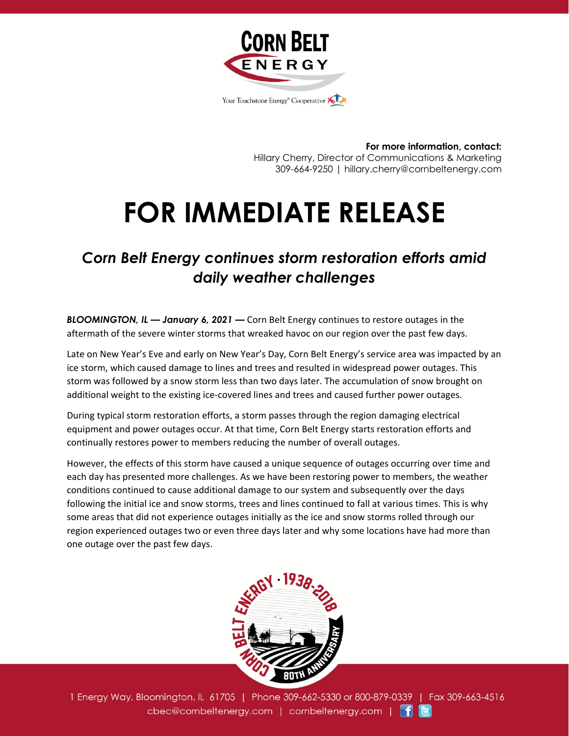CORN BELT ENERGY

Your Touchstone Energy® Cooperative

**For more information, contact:**
Hillary Cherry, Director of Communications & Marketing
309-664-9250 | hillary.cherry@cornbeltenergy.com

# FOR IMMEDIATE RELEASE

## *Corn Belt Energy continues storm restoration efforts amid daily weather challenges*

***BLOOMINGTON, IL — January 6, 2021 —*** Corn Belt Energy continues to restore outages in the aftermath of the severe winter storms that wreaked havoc on our region over the past few days.

Late on New Year's Eve and early on New Year's Day, Corn Belt Energy's service area was impacted by an ice storm, which caused damage to lines and trees and resulted in widespread power outages. This storm was followed by a snow storm less than two days later. The accumulation of snow brought on additional weight to the existing ice-covered lines and trees and caused further power outages.

During typical storm restoration efforts, a storm passes through the region damaging electrical equipment and power outages occur. At that time, Corn Belt Energy starts restoration efforts and continually restores power to members reducing the number of overall outages.

However, the effects of this storm have caused a unique sequence of outages occurring over time and each day has presented more challenges. As we have been restoring power to members, the weather conditions continued to cause additional damage to our system and subsequently over the days following the initial ice and snow storms, trees and lines continued to fall at various times. This is why some areas that did not experience outages initially as the ice and snow storms rolled through our region experienced outages two or even three days later and why some locations have had more than one outage over the past few days.

1 Energy Way, Bloomington, IL 61705 | Phone 309-662-5330 or 800-879-0339 | Fax 309-663-4516
cbec@cornbeltenergy.com | cornbeltenergy.com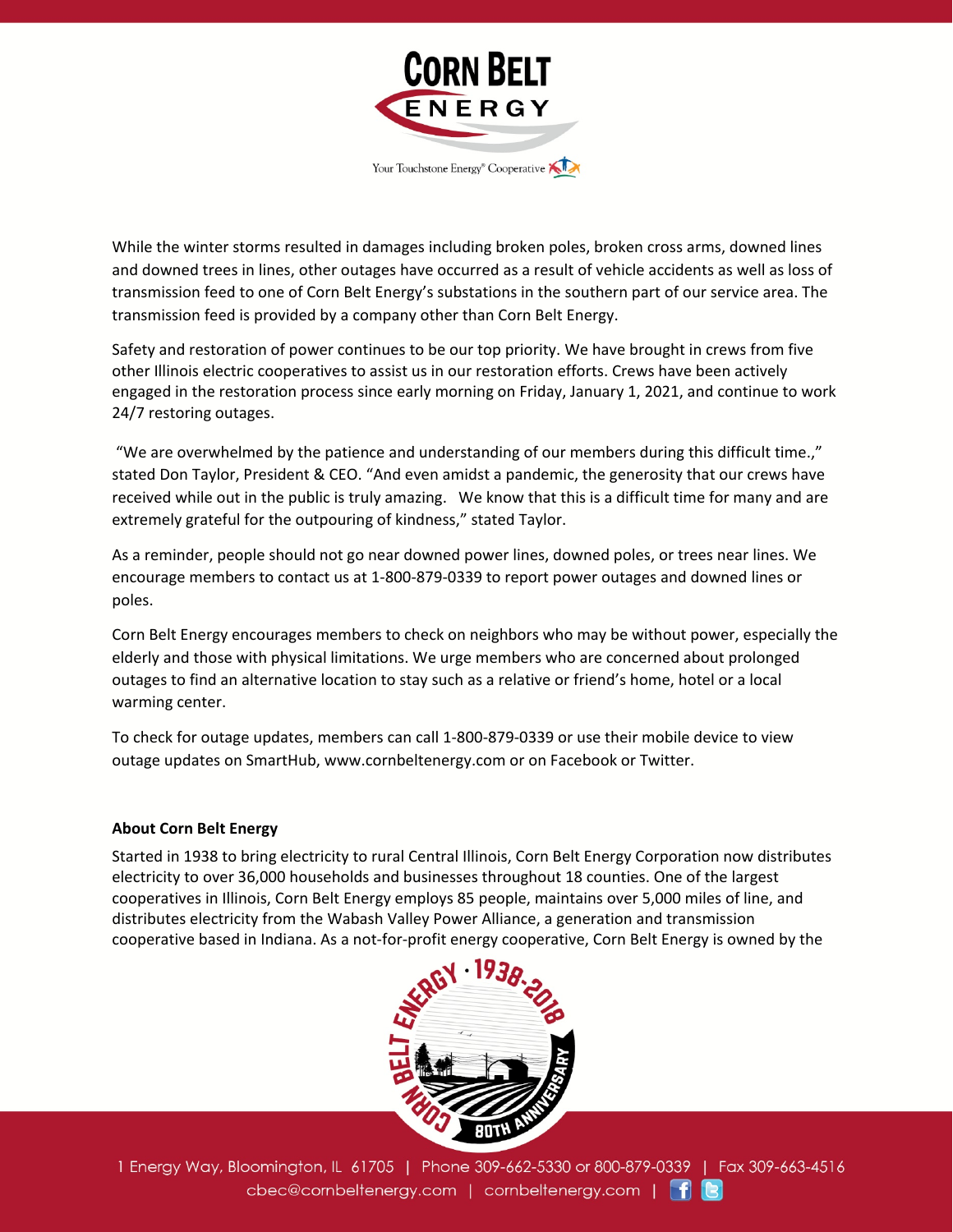While the winter storms resulted in damages including broken poles, broken cross arms, downed lines and downed trees in lines, other outages have occurred as a result of vehicle accidents as well as loss of transmission feed to one of Corn Belt Energy's substations in the southern part of our service area. The transmission feed is provided by a company other than Corn Belt Energy.

Safety and restoration of power continues to be our top priority. We have brought in crews from five other Illinois electric cooperatives to assist us in our restoration efforts. Crews have been actively engaged in the restoration process since early morning on Friday, January 1, 2021, and continue to work 24/7 restoring outages.

"We are overwhelmed by the patience and understanding of our members during this difficult time.," stated Don Taylor, President & CEO. "And even amidst a pandemic, the generosity that our crews have received while out in the public is truly amazing. We know that this is a difficult time for many and are extremely grateful for the outpouring of kindness," stated Taylor.

As a reminder, people should not go near downed power lines, downed poles, or trees near lines. We encourage members to contact us at 1-800-879-0339 to report power outages and downed lines or poles.

Corn Belt Energy encourages members to check on neighbors who may be without power, especially the elderly and those with physical limitations. We urge members who are concerned about prolonged outages to find an alternative location to stay such as a relative or friend's home, hotel or a local warming center.

To check for outage updates, members can call 1-800-879-0339 or use their mobile device to view outage updates on SmartHub, www.cornbeltenergy.com or on Facebook or Twitter.

**About Corn Belt Energy**

Started in 1938 to bring electricity to rural Central Illinois, Corn Belt Energy Corporation now distributes electricity to over 36,000 households and businesses throughout 18 counties. One of the largest cooperatives in Illinois, Corn Belt Energy employs 85 people, maintains over 5,000 miles of line, and distributes electricity from the Wabash Valley Power Alliance, a generation and transmission cooperative based in Indiana. As a not-for-profit energy cooperative, Corn Belt Energy is owned by the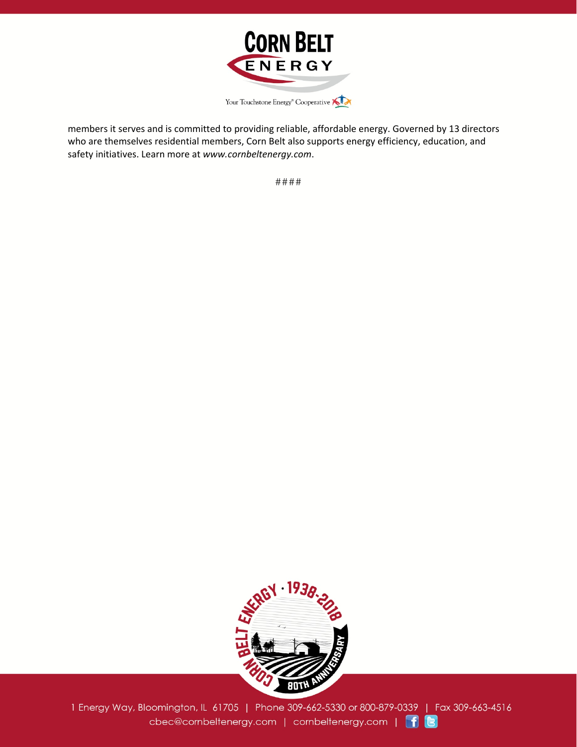members it serves and is committed to providing reliable, affordable energy. Governed by 13 directors who are themselves residential members, Corn Belt also supports energy efficiency, education, and safety initiatives. Learn more at *www.cornbeltenergy.com*.

####